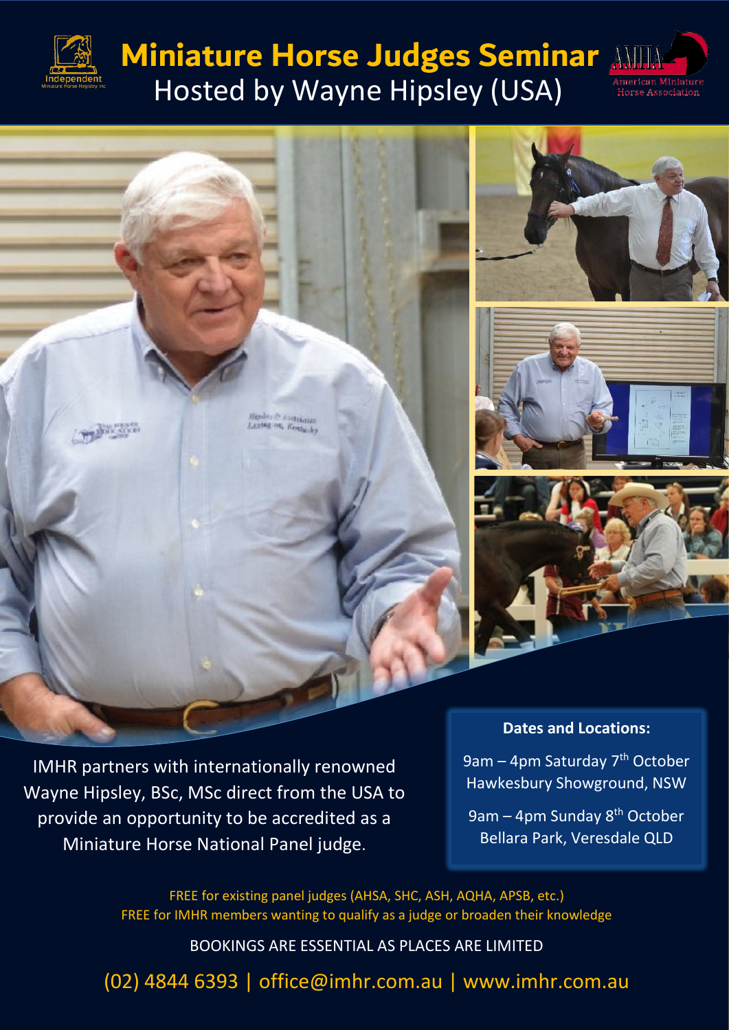# Miniature Horse Judges Seminar

## Hosted by Wayne Hipsley (USA)

IMHR partners with internationally renowned Wayne Hipsley, BSc, MSc direct from the USA to provide an opportunity to be accredited as a Miniature Horse National Panel judge.

**Dates and Locations:**

9am – 4pm Saturday 7th October
Hawkesbury Showground, NSW

9am – 4pm Sunday 8th October
Bellara Park, Veresdale QLD

FREE for existing panel judges (AHSA, SHC, ASH, AQHA, APSB, etc.)
FREE for IMHR members wanting to qualify as a judge or broaden their knowledge

BOOKINGS ARE ESSENTIAL AS PLACES ARE LIMITED

(02) 4844 6393 | office@imhr.com.au | www.imhr.com.au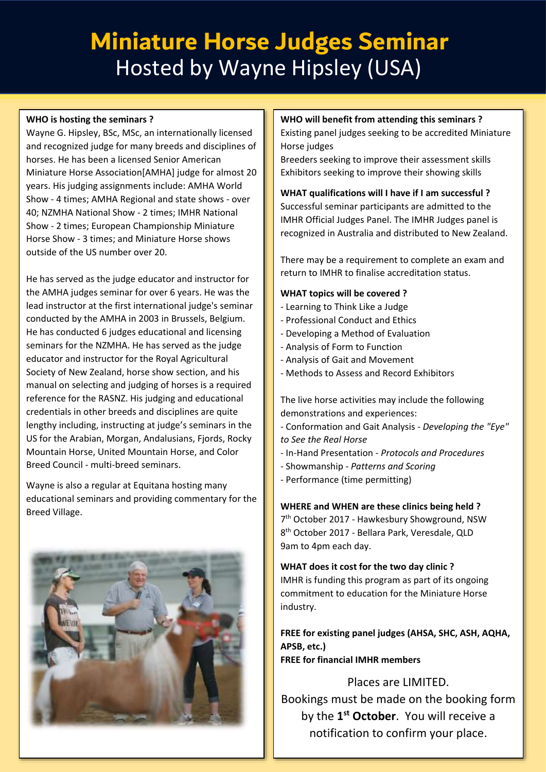# Miniature Horse Judges Seminar

## Hosted by Wayne Hipsley (USA)

**WHO is hosting the seminars ?**

Wayne G. Hipsley, BSc, MSc, an internationally licensed and recognized judge for many breeds and disciplines of horses. He has been a licensed Senior American Miniature Horse Association[AMHA] judge for almost 20 years. His judging assignments include: AMHA World Show - 4 times; AMHA Regional and state shows - over 40; NZMHA National Show - 2 times; IMHR National Show - 2 times; European Championship Miniature Horse Show - 3 times; and Miniature Horse shows outside of the US number over 20.

He has served as the judge educator and instructor for the AMHA judges seminar for over 6 years. He was the lead instructor at the first international judge's seminar conducted by the AMHA in 2003 in Brussels, Belgium. He has conducted 6 judges educational and licensing seminars for the NZMHA. He has served as the judge educator and instructor for the Royal Agricultural Society of New Zealand, horse show section, and his manual on selecting and judging of horses is a required reference for the RASNZ. His judging and educational credentials in other breeds and disciplines are quite lengthy including, instructing at judge's seminars in the US for the Arabian, Morgan, Andalusians, Fjords, Rocky Mountain Horse, United Mountain Horse, and Color Breed Council - multi-breed seminars.

Wayne is also a regular at Equitana hosting many educational seminars and providing commentary for the Breed Village.

**WHO will benefit from attending this seminars ?**

Existing panel judges seeking to be accredited Miniature Horse judges

Breeders seeking to improve their assessment skills

Exhibitors seeking to improve their showing skills

**WHAT qualifications will I have if I am successful ?**

Successful seminar participants are admitted to the IMHR Official Judges Panel. The IMHR Judges panel is recognized in Australia and distributed to New Zealand.

There may be a requirement to complete an exam and return to IMHR to finalise accreditation status.

**WHAT topics will be covered ?**

- Learning to Think Like a Judge
- Professional Conduct and Ethics
- Developing a Method of Evaluation
- Analysis of Form to Function
- Analysis of Gait and Movement
- Methods to Assess and Record Exhibitors

The live horse activities may include the following demonstrations and experiences:

- Conformation and Gait Analysis - *Developing the "Eye" to See the Real Horse*
- In-Hand Presentation - *Protocols and Procedures*
- Showmanship - *Patterns and Scoring*
- Performance (time permitting)

**WHERE and WHEN are these clinics being held ?**

7th October 2017 - Hawkesbury Showground, NSW

8th October 2017 - Bellara Park, Veresdale, QLD

9am to 4pm each day.

**WHAT does it cost for the two day clinic ?**

IMHR is funding this program as part of its ongoing commitment to education for the Miniature Horse industry.

**FREE for existing panel judges (AHSA, SHC, ASH, AQHA, APSB, etc.)**

**FREE for financial IMHR members**

Places are LIMITED.

Bookings must be made on the booking form by the **1st October**. You will receive a notification to confirm your place.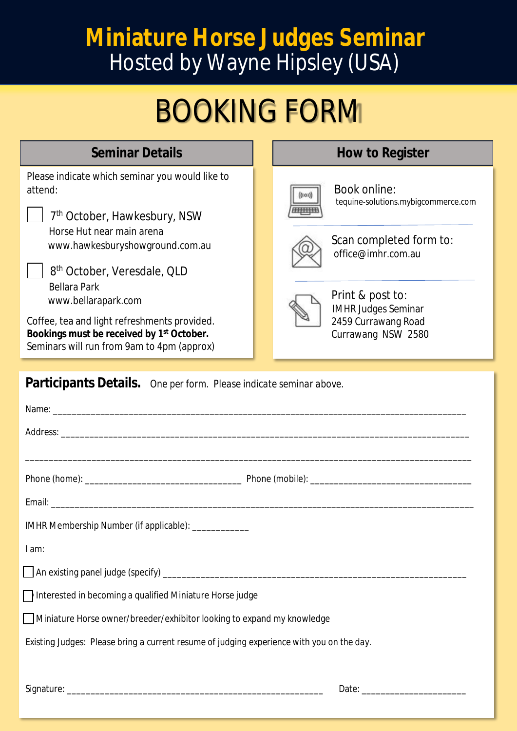# Miniature Horse Judges Seminar

Hosted by Wayne Hipsley (USA)

# BOOKING FORM

## Seminar Details

Please indicate which seminar you would like to attend:

☐ 7th October, Hawkesbury, NSW
Horse Hut near main arena
www.hawkesburyshowground.com.au

☐ 8th October, Veresdale, QLD
Bellara Park
www.bellarapark.com

Coffee, tea and light refreshments provided.
**Bookings must be received by 1st October.**
Seminars will run from 9am to 4pm (approx)

## How to Register

Book online:
tequine-solutions.mybigcommerce.com

Scan completed form to:
office@imhr.com.au

Print & post to:
IMHR Judges Seminar
2459 Currawang Road
Currawang NSW 2580

## Participants Details.

One per form. Please indicate seminar above.

Name: ______________________________________________________________________________________

Address: ____________________________________________________________________________________

____________________________________________________________________________________________

Phone (home): ________________________________ Phone (mobile): _________________________________

Email: _______________________________________________________________________________________

IMHR Membership Number (if applicable): ___________

I am:

☐ An existing panel judge (specify) ___________________________________________________________

☐ Interested in becoming a qualified Miniature Horse judge

☐ Miniature Horse owner/breeder/exhibitor looking to expand my knowledge

Existing Judges: Please bring a current resume of judging experience with you on the day.

Signature: _____________________________________________________ Date: _____________________